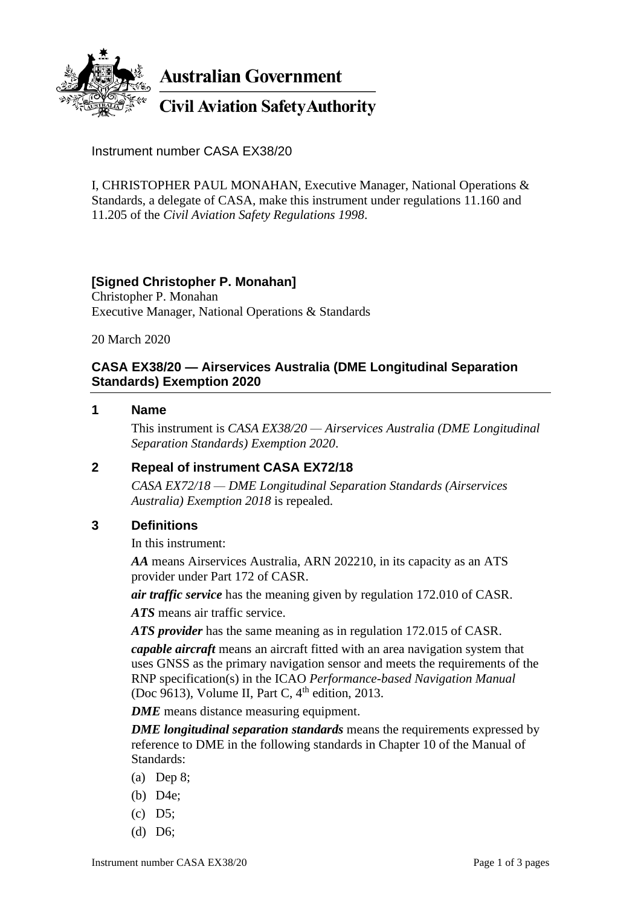**Australian Government**

**Civil Aviation Safety Authority**

Instrument number CASA EX38/20

I, CHRISTOPHER PAUL MONAHAN, Executive Manager, National Operations & Standards, a delegate of CASA, make this instrument under regulations 11.160 and 11.205 of the *Civil Aviation Safety Regulations 1998*.

**[Signed Christopher P. Monahan]**
Christopher P. Monahan
Executive Manager, National Operations & Standards

20 March 2020

## CASA EX38/20 — Airservices Australia (DME Longitudinal Separation Standards) Exemption 2020

### 1 Name

This instrument is *CASA EX38/20 — Airservices Australia (DME Longitudinal Separation Standards) Exemption 2020*.

### 2 Repeal of instrument CASA EX72/18

*CASA EX72/18 — DME Longitudinal Separation Standards (Airservices Australia) Exemption 2018* is repealed.

### 3 Definitions

In this instrument:

***AA*** means Airservices Australia, ARN 202210, in its capacity as an ATS provider under Part 172 of CASR.

***air traffic service*** has the meaning given by regulation 172.010 of CASR.

***ATS*** means air traffic service.

***ATS provider*** has the same meaning as in regulation 172.015 of CASR.

***capable aircraft*** means an aircraft fitted with an area navigation system that uses GNSS as the primary navigation sensor and meets the requirements of the RNP specification(s) in the ICAO *Performance-based Navigation Manual* (Doc 9613), Volume II, Part C, 4th edition, 2013.

***DME*** means distance measuring equipment.

***DME longitudinal separation standards*** means the requirements expressed by reference to DME in the following standards in Chapter 10 of the Manual of Standards:

(a) Dep 8;

(b) D4e;

(c) D5;

(d) D6;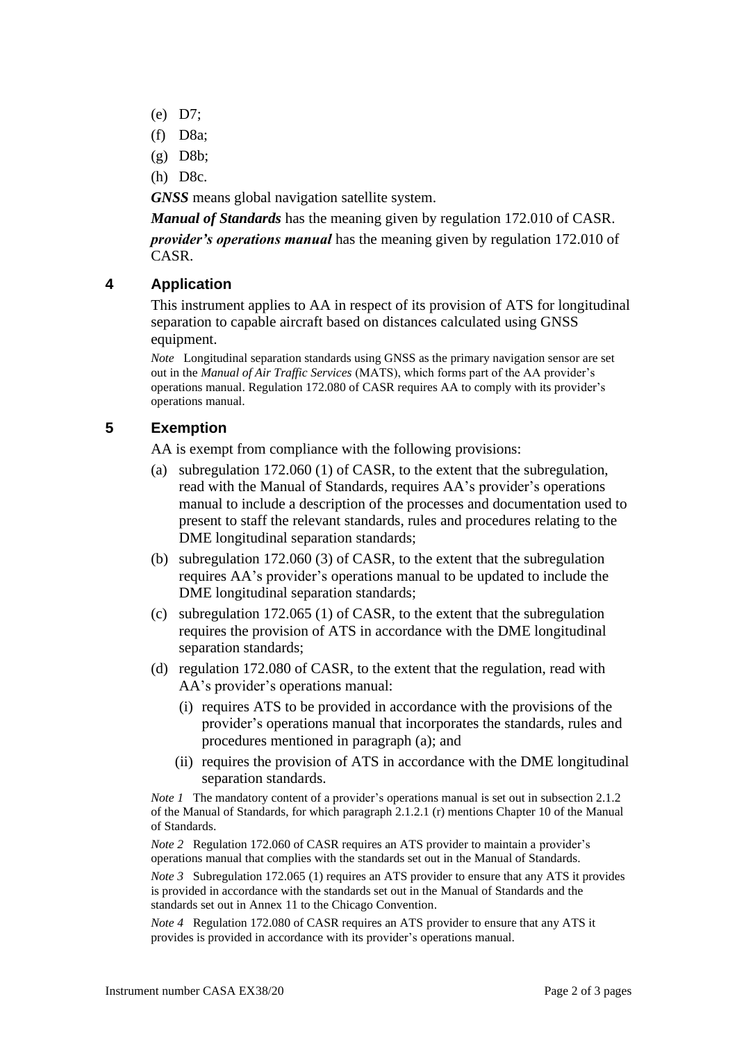(e) D7;

(f) D8a;

(g) D8b;

(h) D8c.

***GNSS*** means global navigation satellite system.

***Manual of Standards*** has the meaning given by regulation 172.010 of CASR.

***provider's operations manual*** has the meaning given by regulation 172.010 of CASR.

## 4 Application

This instrument applies to AA in respect of its provision of ATS for longitudinal separation to capable aircraft based on distances calculated using GNSS equipment.

*Note* Longitudinal separation standards using GNSS as the primary navigation sensor are set out in the *Manual of Air Traffic Services* (MATS), which forms part of the AA provider's operations manual. Regulation 172.080 of CASR requires AA to comply with its provider's operations manual.

## 5 Exemption

AA is exempt from compliance with the following provisions:

(a) subregulation 172.060 (1) of CASR, to the extent that the subregulation, read with the Manual of Standards, requires AA's provider's operations manual to include a description of the processes and documentation used to present to staff the relevant standards, rules and procedures relating to the DME longitudinal separation standards;

(b) subregulation 172.060 (3) of CASR, to the extent that the subregulation requires AA's provider's operations manual to be updated to include the DME longitudinal separation standards;

(c) subregulation 172.065 (1) of CASR, to the extent that the subregulation requires the provision of ATS in accordance with the DME longitudinal separation standards;

(d) regulation 172.080 of CASR, to the extent that the regulation, read with AA's provider's operations manual:

  (i) requires ATS to be provided in accordance with the provisions of the provider's operations manual that incorporates the standards, rules and procedures mentioned in paragraph (a); and

  (ii) requires the provision of ATS in accordance with the DME longitudinal separation standards.

*Note 1* The mandatory content of a provider's operations manual is set out in subsection 2.1.2 of the Manual of Standards, for which paragraph 2.1.2.1 (r) mentions Chapter 10 of the Manual of Standards.

*Note 2* Regulation 172.060 of CASR requires an ATS provider to maintain a provider's operations manual that complies with the standards set out in the Manual of Standards.

*Note 3* Subregulation 172.065 (1) requires an ATS provider to ensure that any ATS it provides is provided in accordance with the standards set out in the Manual of Standards and the standards set out in Annex 11 to the Chicago Convention.

*Note 4* Regulation 172.080 of CASR requires an ATS provider to ensure that any ATS it provides is provided in accordance with its provider's operations manual.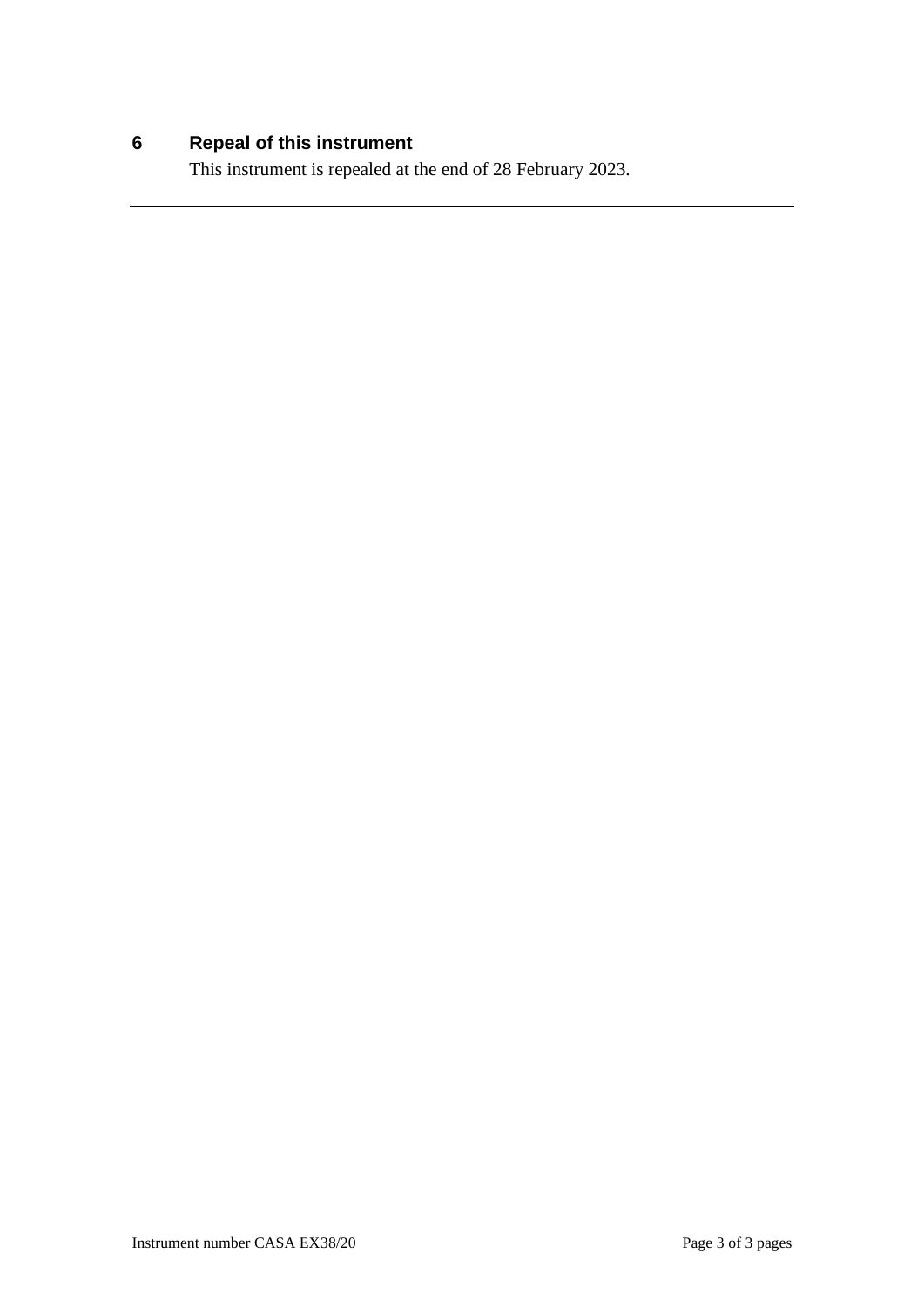## 6 Repeal of this instrument

This instrument is repealed at the end of 28 February 2023.

---